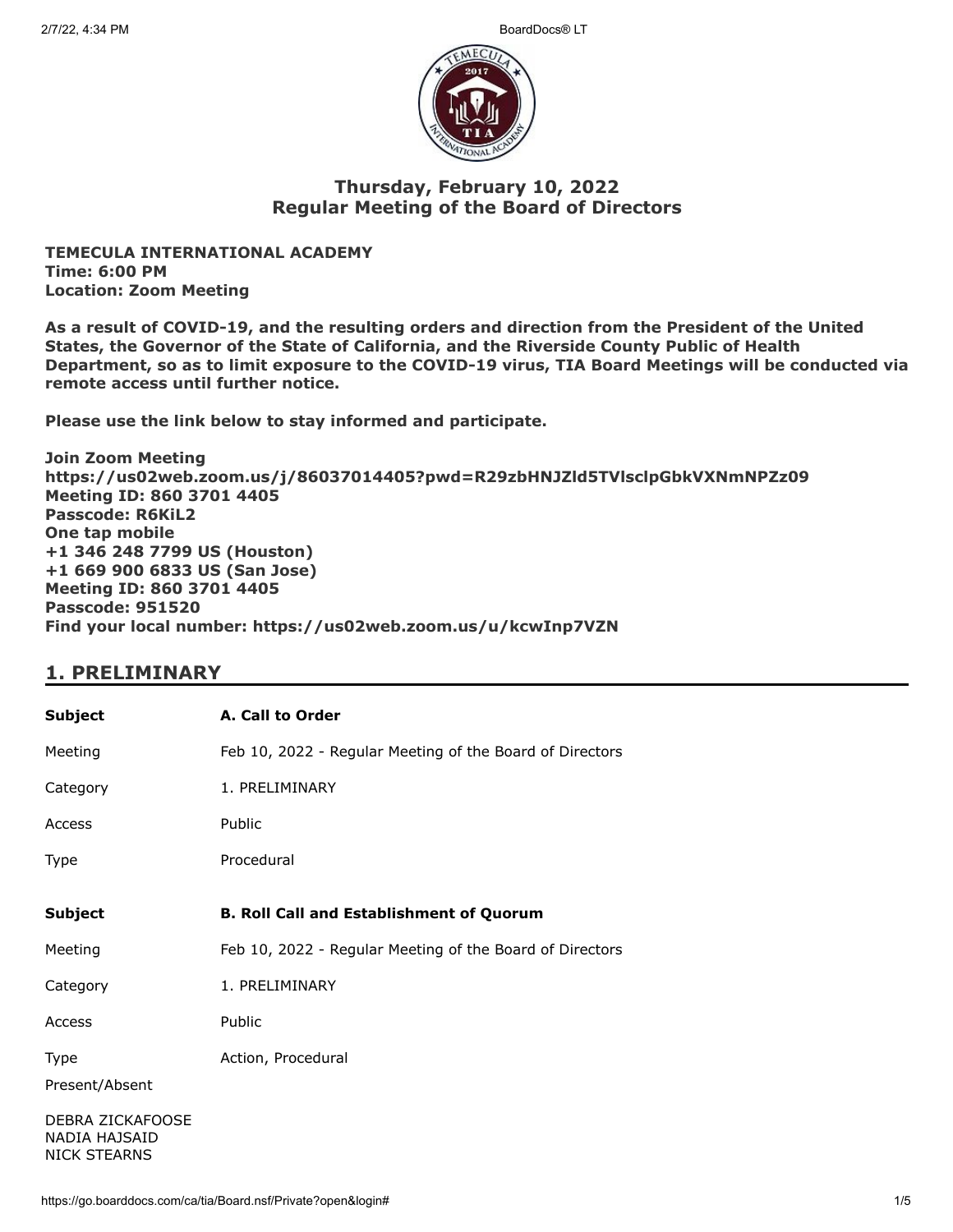# Thursday, February 10, 2022
# Regular Meeting of the Board of Directors

**TEMECULA INTERNATIONAL ACADEMY**
**Time: 6:00 PM**
**Location: Zoom Meeting**

**As a result of COVID-19, and the resulting orders and direction from the President of the United States, the Governor of the State of California, and the Riverside County Public of Health Department, so as to limit exposure to the COVID-19 virus, TIA Board Meetings will be conducted via remote access until further notice.**

**Please use the link below to stay informed and participate.**

**Join Zoom Meeting**
**https://us02web.zoom.us/j/86037014405?pwd=R29zbHNJZld5TVlsclpGbkVXNmNPZz09**
**Meeting ID: 860 3701 4405**
**Passcode: R6KiL2**
**One tap mobile**
**+1 346 248 7799 US (Houston)**
**+1 669 900 6833 US (San Jose)**
**Meeting ID: 860 3701 4405**
**Passcode: 951520**
**Find your local number: https://us02web.zoom.us/u/kcwInp7VZN**

## 1. PRELIMINARY

| **Subject** | **A. Call to Order** |
|---|---|
| Meeting | Feb 10, 2022 - Regular Meeting of the Board of Directors |
| Category | 1. PRELIMINARY |
| Access | Public |
| Type | Procedural |

| **Subject** | **B. Roll Call and Establishment of Quorum** |
|---|---|
| Meeting | Feb 10, 2022 - Regular Meeting of the Board of Directors |
| Category | 1. PRELIMINARY |
| Access | Public |
| Type | Action, Procedural |

Present/Absent

DEBRA ZICKAFOOSE
NADIA HAJSAID
NICK STEARNS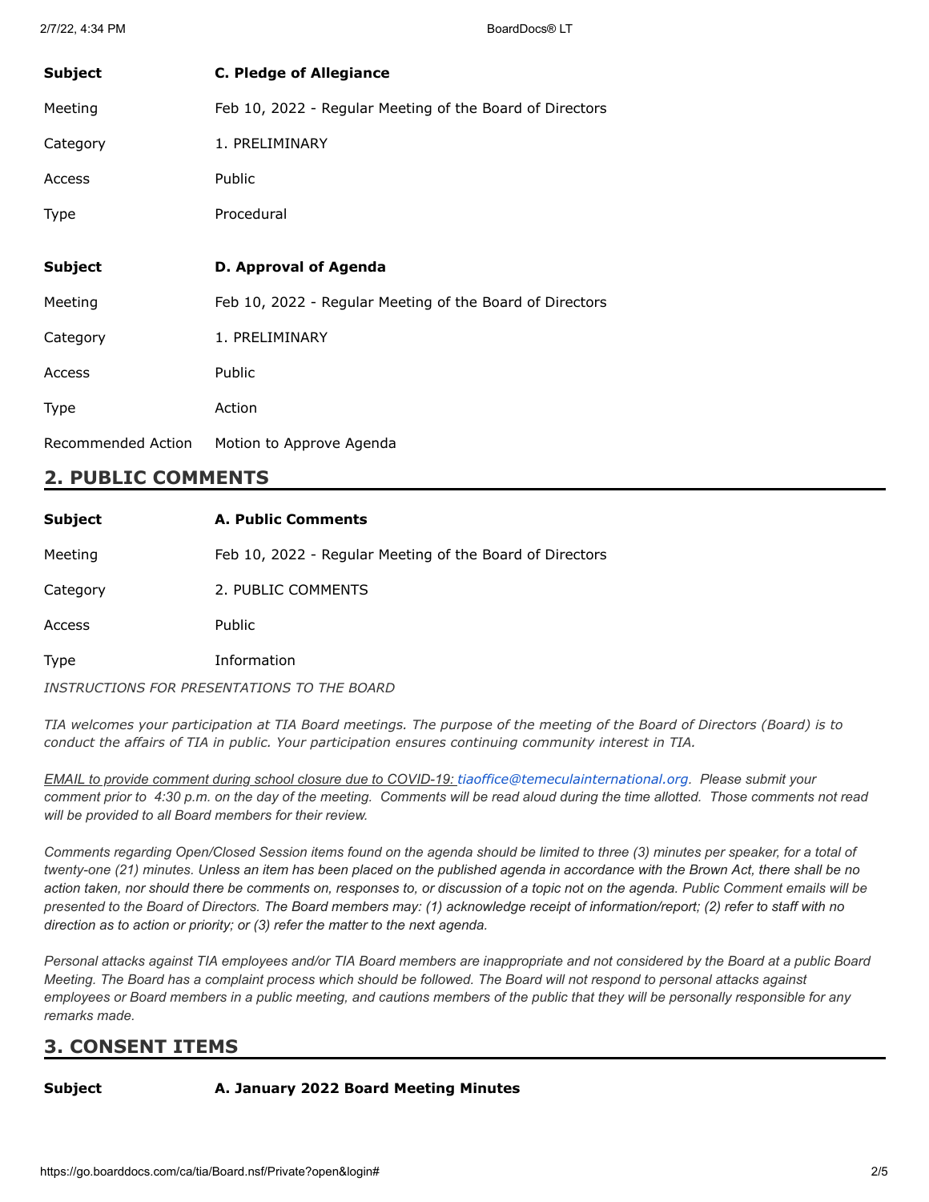| | |
|---|---|
| **Subject** | **C. Pledge of Allegiance** |
| Meeting | Feb 10, 2022 - Regular Meeting of the Board of Directors |
| Category | 1. PRELIMINARY |
| Access | Public |
| Type | Procedural |

| | |
|---|---|
| **Subject** | **D. Approval of Agenda** |
| Meeting | Feb 10, 2022 - Regular Meeting of the Board of Directors |
| Category | 1. PRELIMINARY |
| Access | Public |
| Type | Action |
| Recommended Action | Motion to Approve Agenda |

## 2. PUBLIC COMMENTS

| | |
|---|---|
| **Subject** | **A. Public Comments** |
| Meeting | Feb 10, 2022 - Regular Meeting of the Board of Directors |
| Category | 2. PUBLIC COMMENTS |
| Access | Public |
| Type | Information |

*INSTRUCTIONS FOR PRESENTATIONS TO THE BOARD*

*TIA welcomes your participation at TIA Board meetings. The purpose of the meeting of the Board of Directors (Board) is to conduct the affairs of TIA in public. Your participation ensures continuing community interest in TIA.*

*EMAIL to provide comment during school closure due to COVID-19: tiaoffice@temeculainternational.org. Please submit your comment prior to 4:30 p.m. on the day of the meeting. Comments will be read aloud during the time allotted. Those comments not read will be provided to all Board members for their review.*

*Comments regarding Open/Closed Session items found on the agenda should be limited to three (3) minutes per speaker, for a total of twenty-one (21) minutes. Unless an item has been placed on the published agenda in accordance with the Brown Act, there shall be no action taken, nor should there be comments on, responses to, or discussion of a topic not on the agenda. Public Comment emails will be presented to the Board of Directors. The Board members may: (1) acknowledge receipt of information/report; (2) refer to staff with no direction as to action or priority; or (3) refer the matter to the next agenda.*

*Personal attacks against TIA employees and/or TIA Board members are inappropriate and not considered by the Board at a public Board Meeting. The Board has a complaint process which should be followed. The Board will not respond to personal attacks against employees or Board members in a public meeting, and cautions members of the public that they will be personally responsible for any remarks made.*

## 3. CONSENT ITEMS

| | |
|---|---|
| **Subject** | **A. January 2022 Board Meeting Minutes** |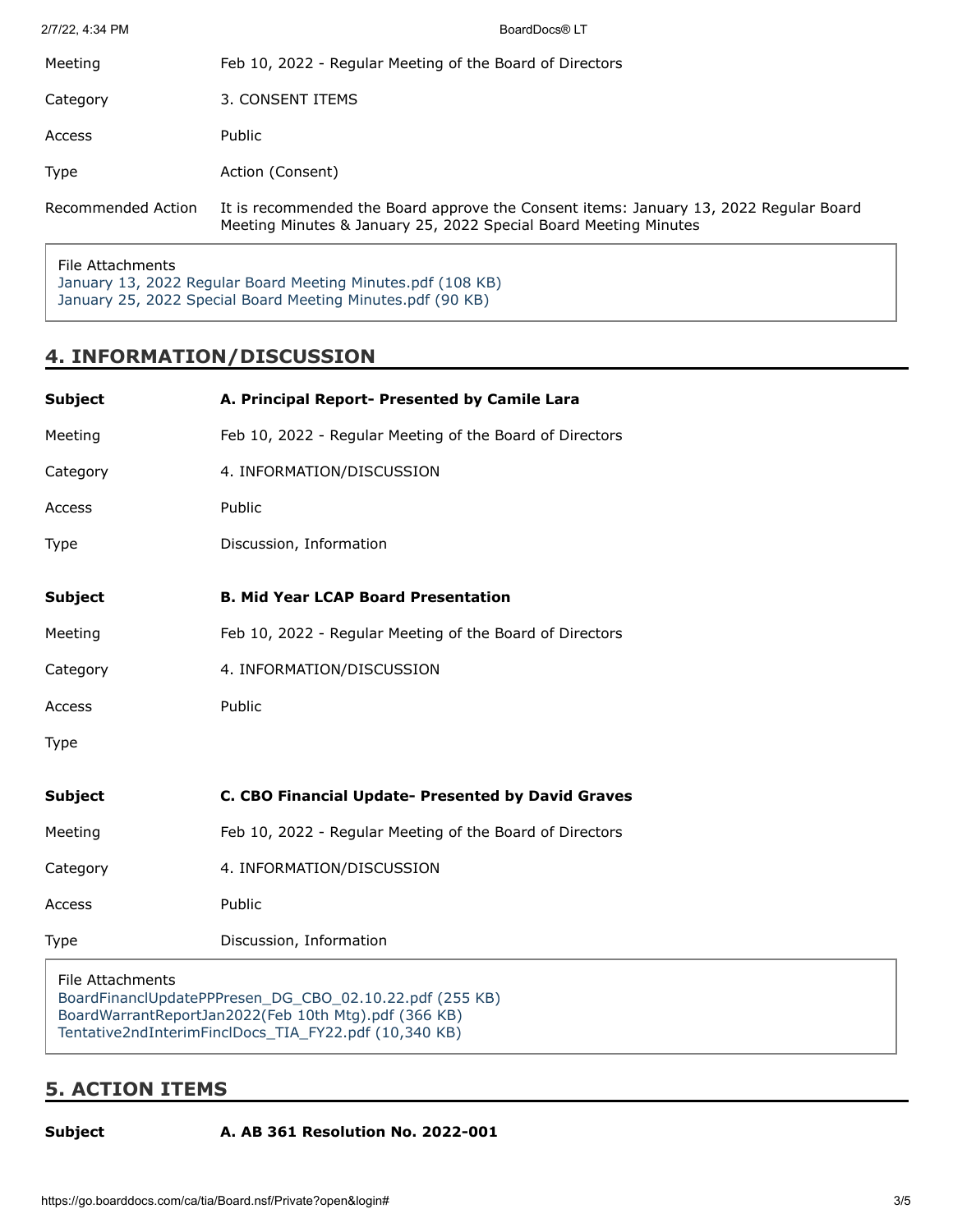| | |
|---|---|
| Meeting | Feb 10, 2022 - Regular Meeting of the Board of Directors |
| Category | 3. CONSENT ITEMS |
| Access | Public |
| Type | Action (Consent) |
| Recommended Action | It is recommended the Board approve the Consent items: January 13, 2022 Regular Board Meeting Minutes & January 25, 2022 Special Board Meeting Minutes |

File Attachments
January 13, 2022 Regular Board Meeting Minutes.pdf (108 KB)
January 25, 2022 Special Board Meeting Minutes.pdf (90 KB)

## 4. INFORMATION/DISCUSSION

| | |
|---|---|
| **Subject** | **A. Principal Report- Presented by Camile Lara** |
| Meeting | Feb 10, 2022 - Regular Meeting of the Board of Directors |
| Category | 4. INFORMATION/DISCUSSION |
| Access | Public |
| Type | Discussion, Information |

| | |
|---|---|
| **Subject** | **B. Mid Year LCAP Board Presentation** |
| Meeting | Feb 10, 2022 - Regular Meeting of the Board of Directors |
| Category | 4. INFORMATION/DISCUSSION |
| Access | Public |
| Type | |

| | |
|---|---|
| **Subject** | **C. CBO Financial Update- Presented by David Graves** |
| Meeting | Feb 10, 2022 - Regular Meeting of the Board of Directors |
| Category | 4. INFORMATION/DISCUSSION |
| Access | Public |
| Type | Discussion, Information |

File Attachments
BoardFinanclUpdatePPPresen_DG_CBO_02.10.22.pdf (255 KB)
BoardWarrantReportJan2022(Feb 10th Mtg).pdf (366 KB)
Tentative2ndInterimFinclDocs_TIA_FY22.pdf (10,340 KB)

## 5. ACTION ITEMS

| | |
|---|---|
| **Subject** | **A. AB 361 Resolution No. 2022-001** |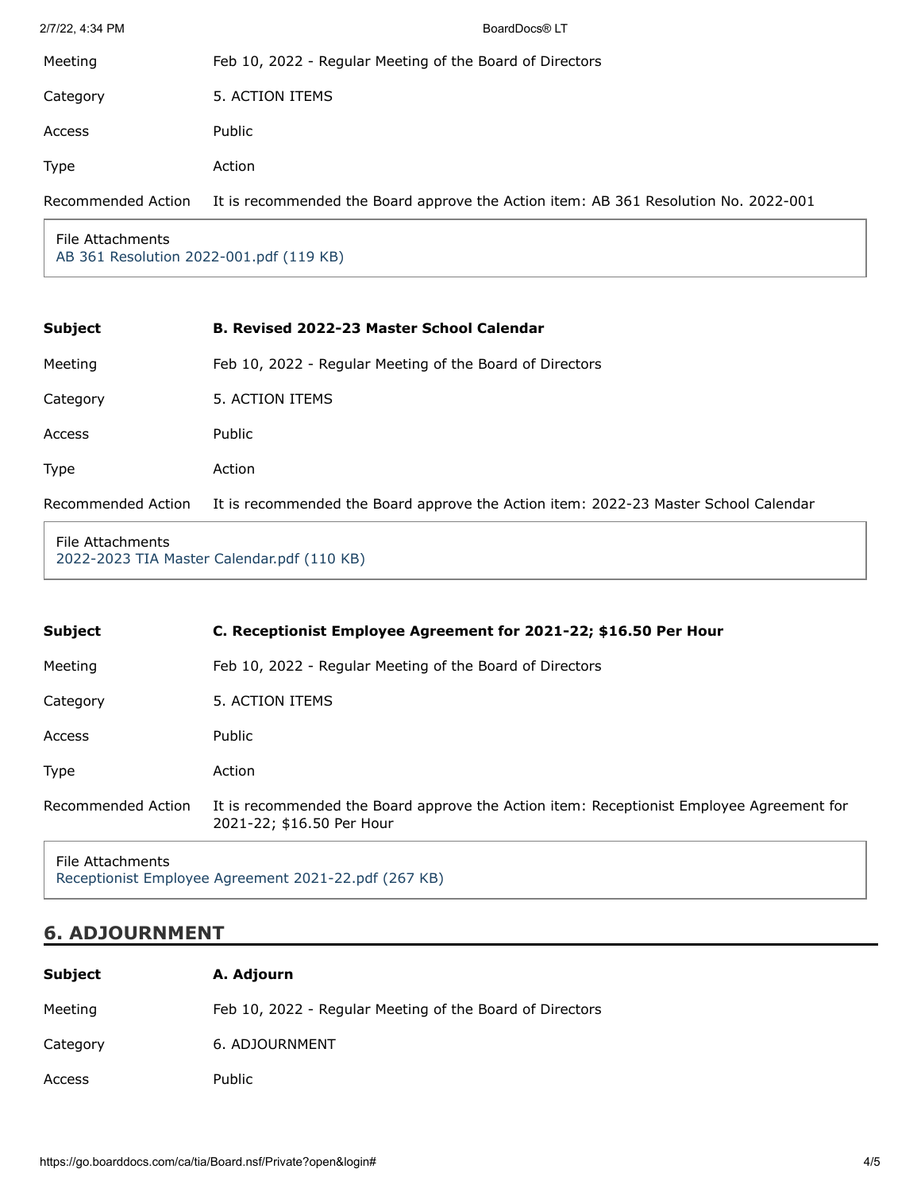| | |
|---|---|
| Meeting | Feb 10, 2022 - Regular Meeting of the Board of Directors |
| Category | 5. ACTION ITEMS |
| Access | Public |
| Type | Action |
| Recommended Action | It is recommended the Board approve the Action item: AB 361 Resolution No. 2022-001 |

File Attachments
AB 361 Resolution 2022-001.pdf (119 KB)

| | |
|---|---|
| **Subject** | **B. Revised 2022-23 Master School Calendar** |
| Meeting | Feb 10, 2022 - Regular Meeting of the Board of Directors |
| Category | 5. ACTION ITEMS |
| Access | Public |
| Type | Action |
| Recommended Action | It is recommended the Board approve the Action item: 2022-23 Master School Calendar |

File Attachments
2022-2023 TIA Master Calendar.pdf (110 KB)

| | |
|---|---|
| **Subject** | **C. Receptionist Employee Agreement for 2021-22; $16.50 Per Hour** |
| Meeting | Feb 10, 2022 - Regular Meeting of the Board of Directors |
| Category | 5. ACTION ITEMS |
| Access | Public |
| Type | Action |
| Recommended Action | It is recommended the Board approve the Action item: Receptionist Employee Agreement for 2021-22; $16.50 Per Hour |

File Attachments
Receptionist Employee Agreement 2021-22.pdf (267 KB)

## 6. ADJOURNMENT

| | |
|---|---|
| **Subject** | **A. Adjourn** |
| Meeting | Feb 10, 2022 - Regular Meeting of the Board of Directors |
| Category | 6. ADJOURNMENT |
| Access | Public |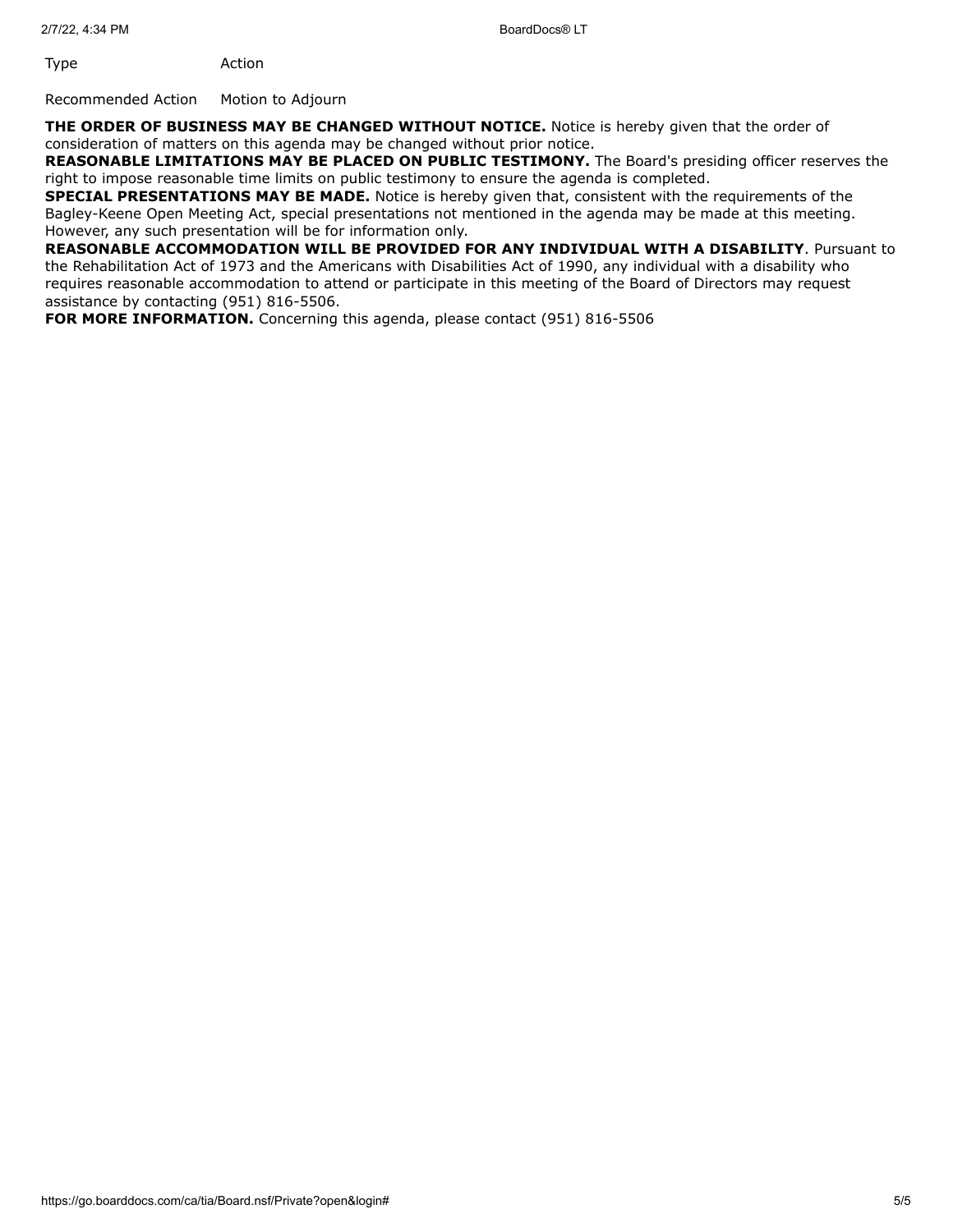| | |
|---|---|
| Type | Action |
| Recommended Action | Motion to Adjourn |

**THE ORDER OF BUSINESS MAY BE CHANGED WITHOUT NOTICE.** Notice is hereby given that the order of consideration of matters on this agenda may be changed without prior notice.
**REASONABLE LIMITATIONS MAY BE PLACED ON PUBLIC TESTIMONY.** The Board's presiding officer reserves the right to impose reasonable time limits on public testimony to ensure the agenda is completed.
**SPECIAL PRESENTATIONS MAY BE MADE.** Notice is hereby given that, consistent with the requirements of the Bagley-Keene Open Meeting Act, special presentations not mentioned in the agenda may be made at this meeting. However, any such presentation will be for information only.
**REASONABLE ACCOMMODATION WILL BE PROVIDED FOR ANY INDIVIDUAL WITH A DISABILITY**. Pursuant to the Rehabilitation Act of 1973 and the Americans with Disabilities Act of 1990, any individual with a disability who requires reasonable accommodation to attend or participate in this meeting of the Board of Directors may request assistance by contacting (951) 816-5506.
**FOR MORE INFORMATION.** Concerning this agenda, please contact (951) 816-5506